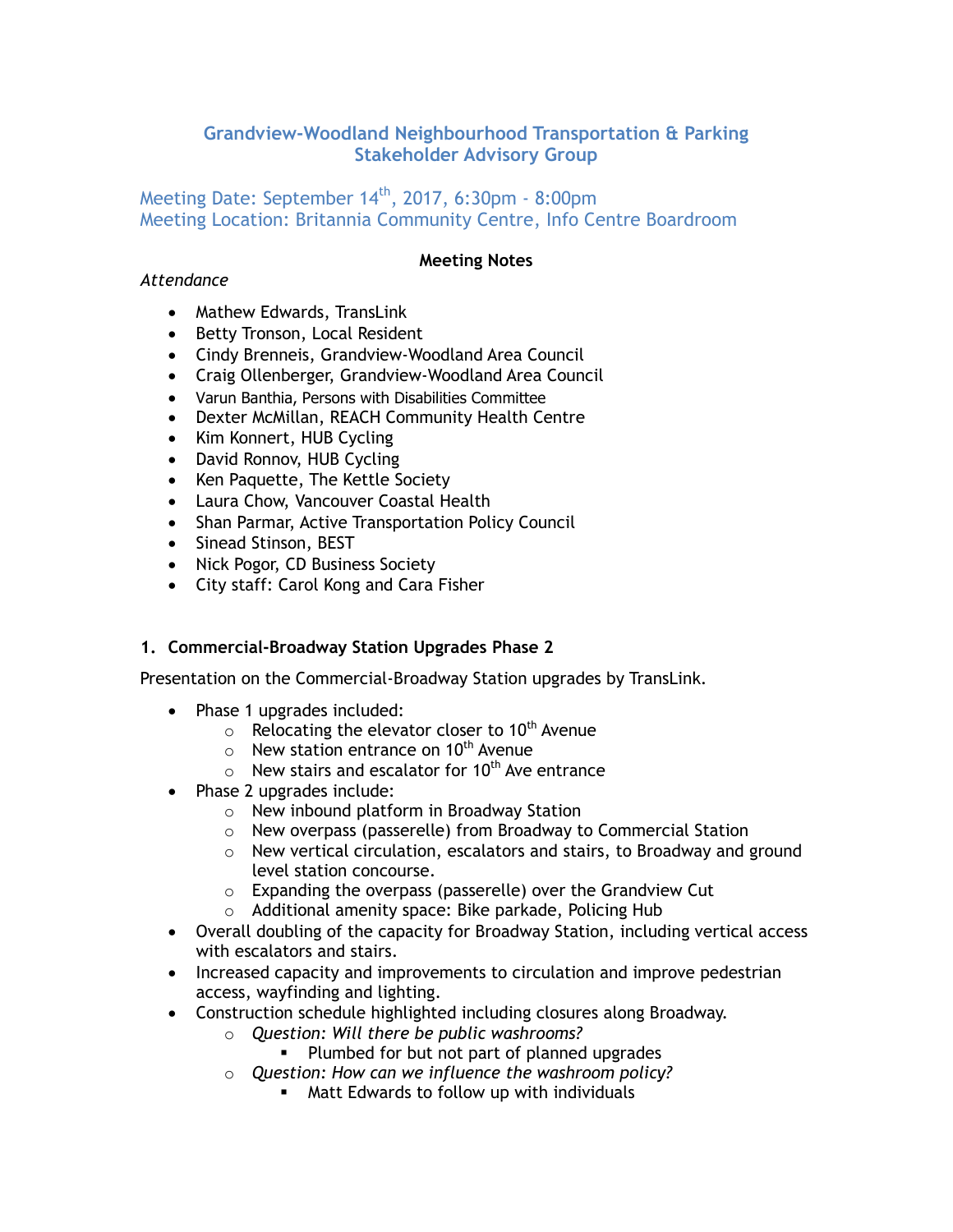# Grandview-Woodland Neighbourhood Transportation & Parking Stakeholder Advisory Group

Meeting Date: September 14th, 2017, 6:30pm - 8:00pm
Meeting Location: Britannia Community Centre, Info Centre Boardroom

**Meeting Notes**

*Attendance*

- Mathew Edwards, TransLink
- Betty Tronson, Local Resident
- Cindy Brenneis, Grandview-Woodland Area Council
- Craig Ollenberger, Grandview-Woodland Area Council
- Varun Banthia, Persons with Disabilities Committee
- Dexter McMillan, REACH Community Health Centre
- Kim Konnert, HUB Cycling
- David Ronnov, HUB Cycling
- Ken Paquette, The Kettle Society
- Laura Chow, Vancouver Coastal Health
- Shan Parmar, Active Transportation Policy Council
- Sinead Stinson, BEST
- Nick Pogor, CD Business Society
- City staff: Carol Kong and Cara Fisher

## 1. Commercial-Broadway Station Upgrades Phase 2

Presentation on the Commercial-Broadway Station upgrades by TransLink.

- Phase 1 upgrades included:
  - Relocating the elevator closer to 10th Avenue
  - New station entrance on 10th Avenue
  - New stairs and escalator for 10th Ave entrance
- Phase 2 upgrades include:
  - New inbound platform in Broadway Station
  - New overpass (passerelle) from Broadway to Commercial Station
  - New vertical circulation, escalators and stairs, to Broadway and ground level station concourse.
  - Expanding the overpass (passerelle) over the Grandview Cut
  - Additional amenity space: Bike parkade, Policing Hub
- Overall doubling of the capacity for Broadway Station, including vertical access with escalators and stairs.
- Increased capacity and improvements to circulation and improve pedestrian access, wayfinding and lighting.
- Construction schedule highlighted including closures along Broadway.
  - *Question: Will there be public washrooms?*
    - Plumbed for but not part of planned upgrades
  - *Question: How can we influence the washroom policy?*
    - Matt Edwards to follow up with individuals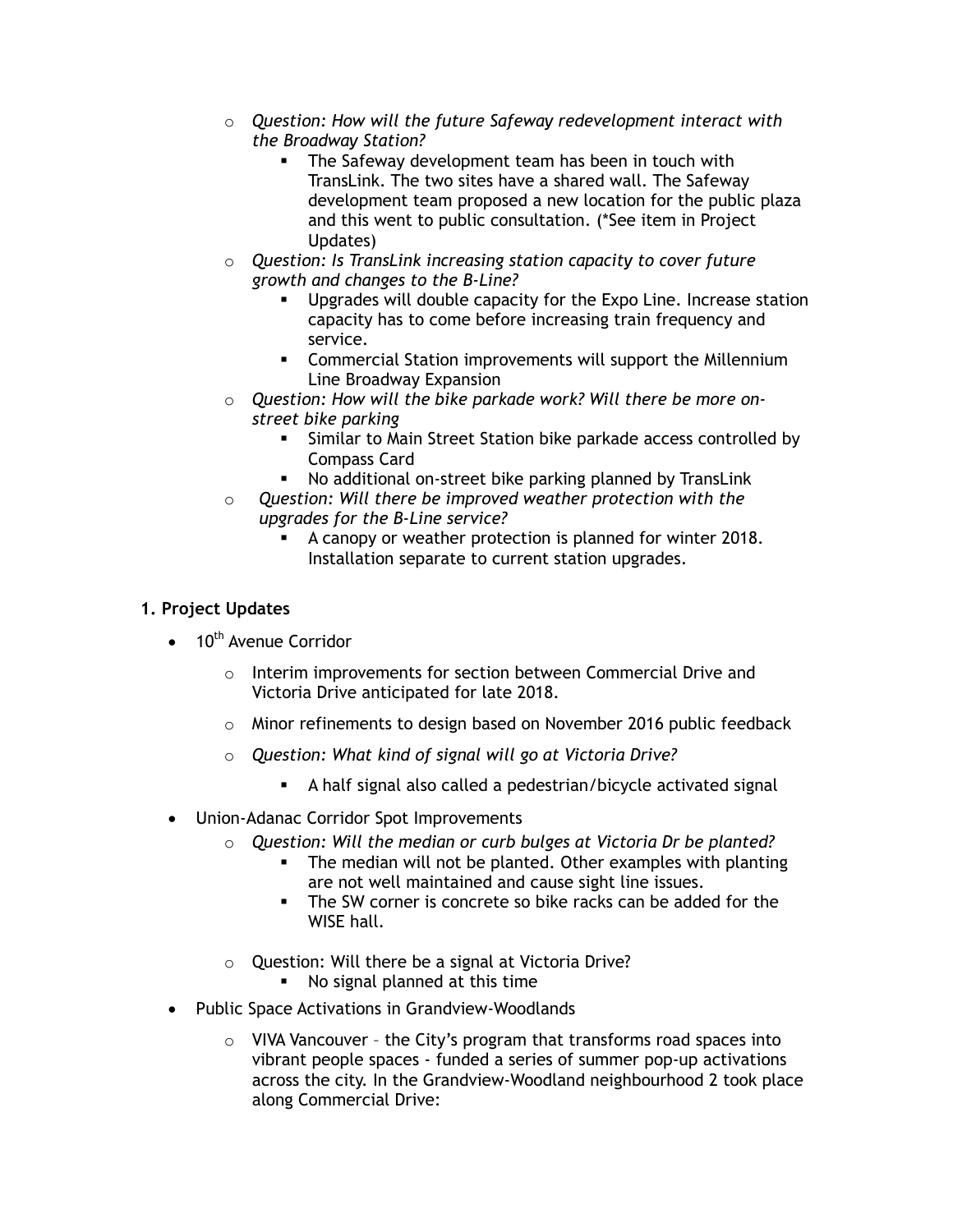- *Question: How will the future Safeway redevelopment interact with the Broadway Station?*
  - The Safeway development team has been in touch with TransLink. The two sites have a shared wall. The Safeway development team proposed a new location for the public plaza and this went to public consultation. (*See item in Project Updates)
- *Question: Is TransLink increasing station capacity to cover future growth and changes to the B-Line?*
  - Upgrades will double capacity for the Expo Line. Increase station capacity has to come before increasing train frequency and service.
  - Commercial Station improvements will support the Millennium Line Broadway Expansion
- *Question: How will the bike parkade work? Will there be more on-street bike parking*
  - Similar to Main Street Station bike parkade access controlled by Compass Card
  - No additional on-street bike parking planned by TransLink
- *Question: Will there be improved weather protection with the upgrades for the B-Line service?*
  - A canopy or weather protection is planned for winter 2018. Installation separate to current station upgrades.

## 1. Project Updates

- 10th Avenue Corridor
  - Interim improvements for section between Commercial Drive and Victoria Drive anticipated for late 2018.
  - Minor refinements to design based on November 2016 public feedback
  - *Question: What kind of signal will go at Victoria Drive?*
    - A half signal also called a pedestrian/bicycle activated signal
- Union-Adanac Corridor Spot Improvements
  - *Question: Will the median or curb bulges at Victoria Dr be planted?*
    - The median will not be planted. Other examples with planting are not well maintained and cause sight line issues.
    - The SW corner is concrete so bike racks can be added for the WISE hall.
  - Question: Will there be a signal at Victoria Drive?
    - No signal planned at this time
- Public Space Activations in Grandview-Woodlands
  - VIVA Vancouver – the City's program that transforms road spaces into vibrant people spaces - funded a series of summer pop-up activations across the city. In the Grandview-Woodland neighbourhood 2 took place along Commercial Drive: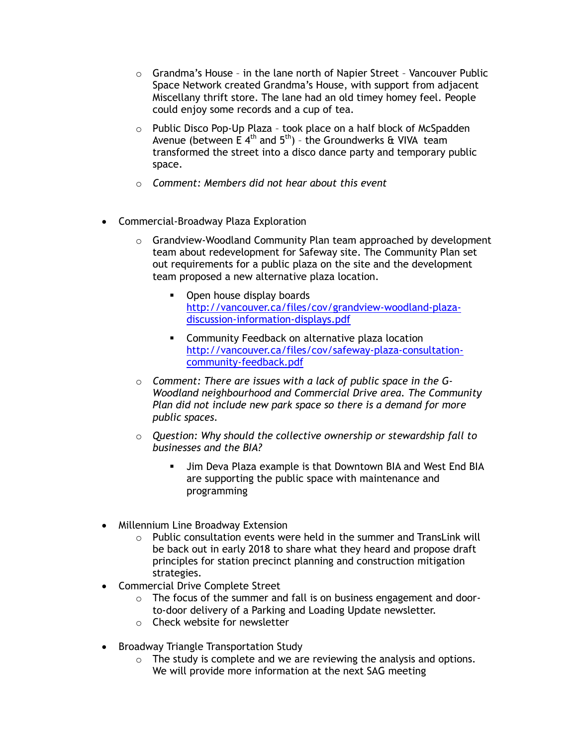- Grandma's House – in the lane north of Napier Street – Vancouver Public Space Network created Grandma's House, with support from adjacent Miscellany thrift store. The lane had an old timey homey feel. People could enjoy some records and a cup of tea.
- Public Disco Pop-Up Plaza – took place on a half block of McSpadden Avenue (between E 4th and 5th) – the Groundwerks & VIVA team transformed the street into a disco dance party and temporary public space.
- *Comment: Members did not hear about this event*

- Commercial-Broadway Plaza Exploration
  - Grandview-Woodland Community Plan team approached by development team about redevelopment for Safeway site. The Community Plan set out requirements for a public plaza on the site and the development team proposed a new alternative plaza location.
    - Open house display boards [http://vancouver.ca/files/cov/grandview-woodland-plaza-discussion-information-displays.pdf](http://vancouver.ca/files/cov/grandview-woodland-plaza-discussion-information-displays.pdf)
    - Community Feedback on alternative plaza location [http://vancouver.ca/files/cov/safeway-plaza-consultation-community-feedback.pdf](http://vancouver.ca/files/cov/safeway-plaza-consultation-community-feedback.pdf)
  - *Comment: There are issues with a lack of public space in the G-Woodland neighbourhood and Commercial Drive area. The Community Plan did not include new park space so there is a demand for more public spaces.*
  - *Question: Why should the collective ownership or stewardship fall to businesses and the BIA?*
    - Jim Deva Plaza example is that Downtown BIA and West End BIA are supporting the public space with maintenance and programming

- Millennium Line Broadway Extension
  - Public consultation events were held in the summer and TransLink will be back out in early 2018 to share what they heard and propose draft principles for station precinct planning and construction mitigation strategies.
- Commercial Drive Complete Street
  - The focus of the summer and fall is on business engagement and door-to-door delivery of a Parking and Loading Update newsletter.
  - Check website for newsletter

- Broadway Triangle Transportation Study
  - The study is complete and we are reviewing the analysis and options. We will provide more information at the next SAG meeting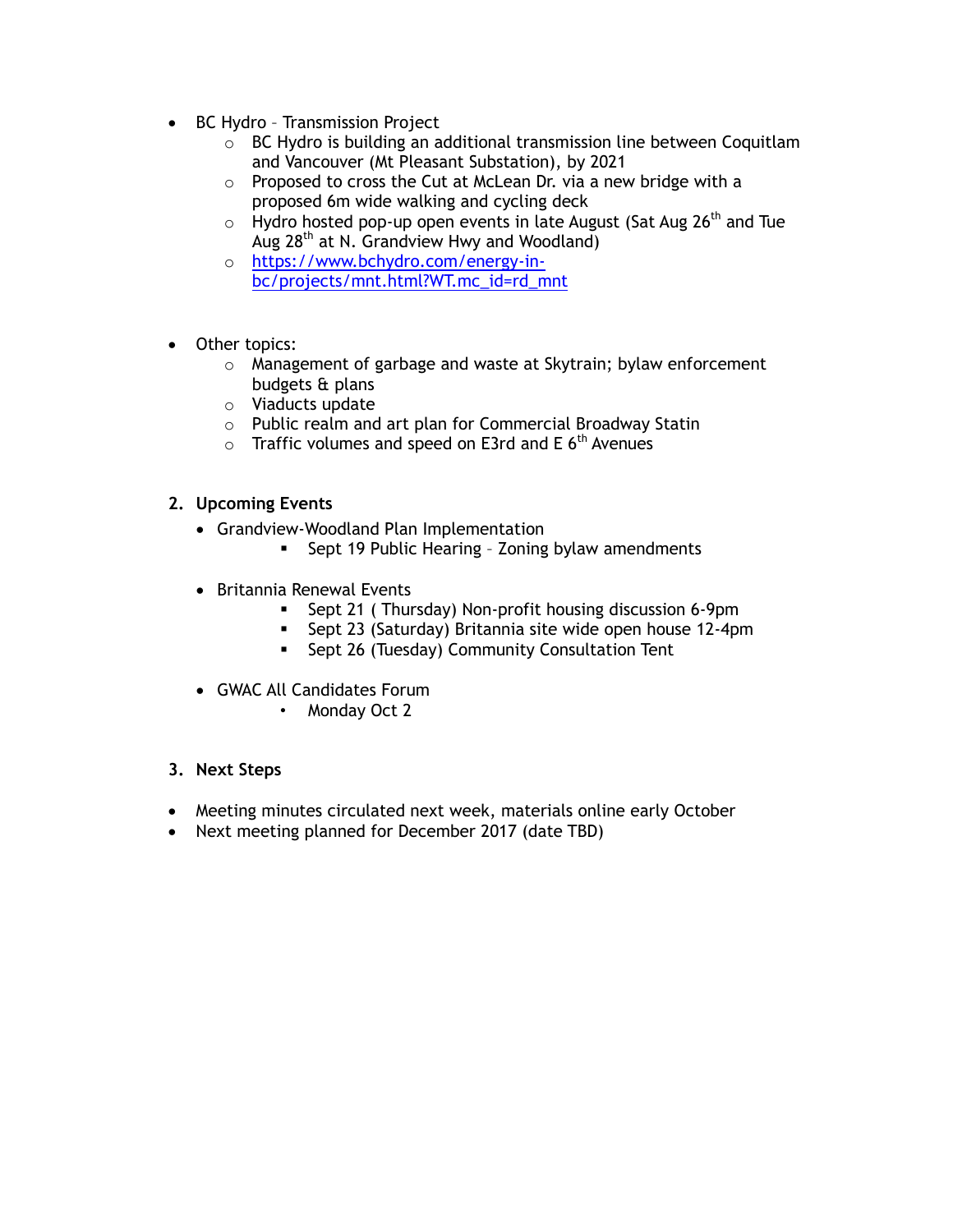- BC Hydro – Transmission Project
  - BC Hydro is building an additional transmission line between Coquitlam and Vancouver (Mt Pleasant Substation), by 2021
  - Proposed to cross the Cut at McLean Dr. via a new bridge with a proposed 6m wide walking and cycling deck
  - Hydro hosted pop-up open events in late August (Sat Aug 26th and Tue Aug 28th at N. Grandview Hwy and Woodland)
  - https://www.bchydro.com/energy-in-bc/projects/mnt.html?WT.mc_id=rd_mnt

- Other topics:
  - Management of garbage and waste at Skytrain; bylaw enforcement budgets & plans
  - Viaducts update
  - Public realm and art plan for Commercial Broadway Statin
  - Traffic volumes and speed on E3rd and E 6th Avenues

## 2. Upcoming Events

- Grandview-Woodland Plan Implementation
  - Sept 19 Public Hearing – Zoning bylaw amendments

- Britannia Renewal Events
  - Sept 21 ( Thursday) Non-profit housing discussion 6-9pm
  - Sept 23 (Saturday) Britannia site wide open house 12-4pm
  - Sept 26 (Tuesday) Community Consultation Tent

- GWAC All Candidates Forum
  - Monday Oct 2

## 3. Next Steps

- Meeting minutes circulated next week, materials online early October
- Next meeting planned for December 2017 (date TBD)